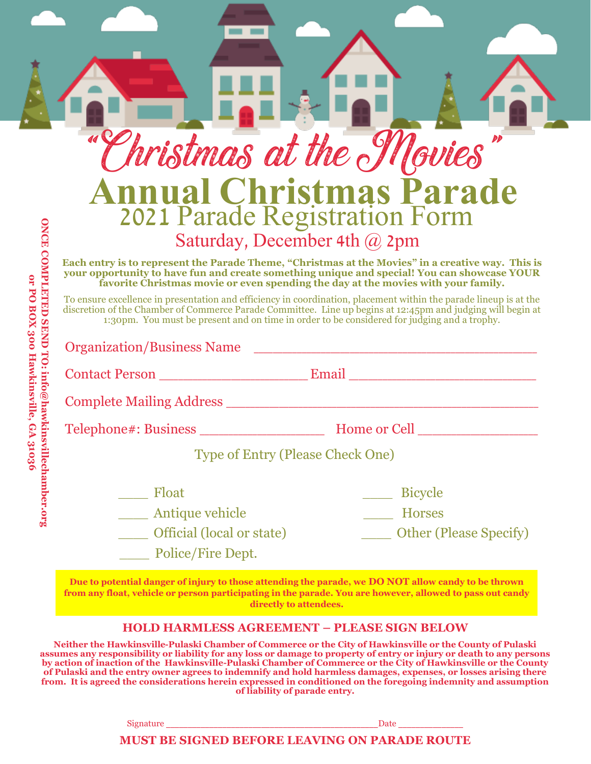# "Christmas at the Movies"

# Annual Christmas Parade

## 2021 Parade Registration Form

### Saturday, December 4th @ 2pm

**Each entry is to represent the Parade Theme, "Christmas at the Movies" in a creative way. This is your opportunity to have fun and create something unique and special! You can showcase YOUR favorite Christmas movie or even spending the day at the movies with your family.**

To ensure excellence in presentation and efficiency in coordination, placement within the parade lineup is at the discretion of the Chamber of Commerce Parade Committee. Line up begins at 12:45pm and judging will begin at 1:30pm. You must be present and on time in order to be considered for judging and a trophy.

**ONCE COMPLETED SEND TO: info@hawkinsvillechamber.org or PO BOX 300 Hawkinsville, GA 31036**

Organization/Business Name ___________________________________

Contact Person ___________________ Email ________________________

Complete Mailing Address ______________________________________

Telephone#: Business ________________ Home or Cell ________________

Type of Entry (Please Check One)

____ Float

____ Antique vehicle

____ Official (local or state)

____ Police/Fire Dept.

____ Bicycle

____ Horses

____ Other (Please Specify)

**Due to potential danger of injury to those attending the parade, we DO NOT allow candy to be thrown from any float, vehicle or person participating in the parade. You are however, allowed to pass out candy directly to attendees.**

### HOLD HARMLESS AGREEMENT – PLEASE SIGN BELOW

**Neither the Hawkinsville-Pulaski Chamber of Commerce or the City of Hawkinsville or the County of Pulaski assumes any responsibility or liability for any loss or damage to property of entry or injury or death to any persons by action of inaction of the Hawkinsville-Pulaski Chamber of Commerce or the City of Hawkinsville or the County of Pulaski and the entry owner agrees to indemnify and hold harmless damages, expenses, or losses arising there from. It is agreed the considerations herein expressed in conditioned on the foregoing indemnity and assumption of liability of parade entry.**

Signature ______________________________________Date ____________

**MUST BE SIGNED BEFORE LEAVING ON PARADE ROUTE**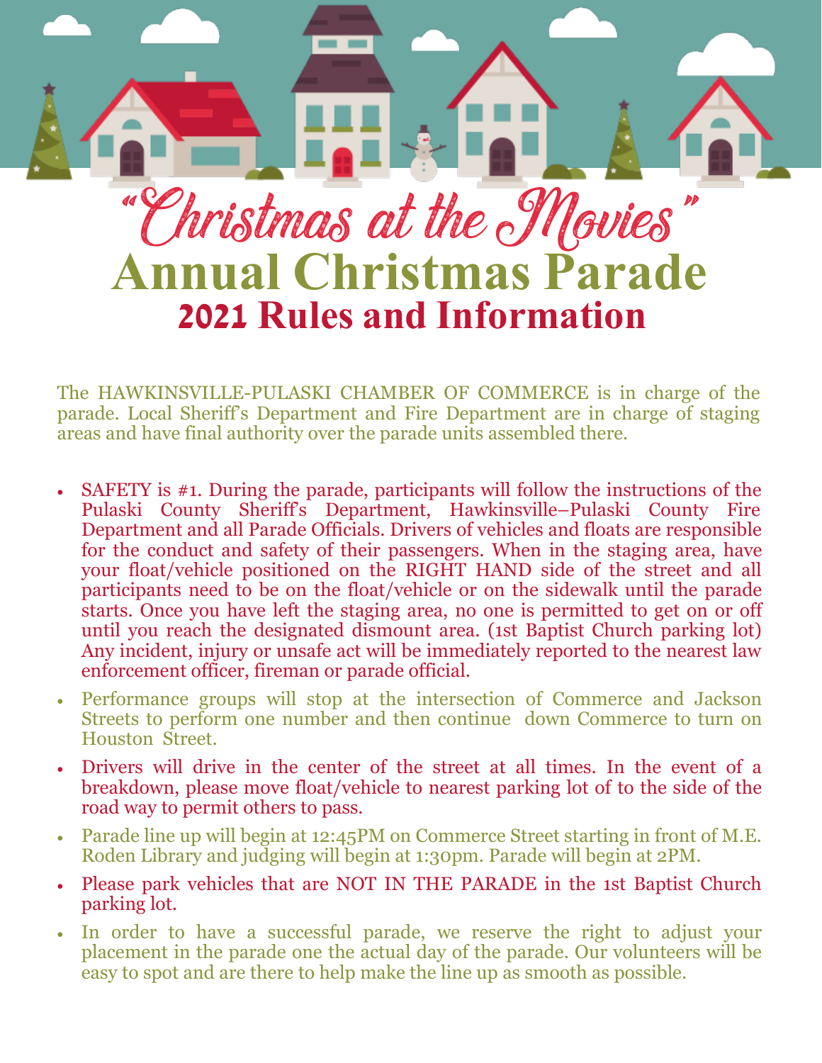# "Christmas at the Movies"

# Annual Christmas Parade

## 2021 Rules and Information

The HAWKINSVILLE-PULASKI CHAMBER OF COMMERCE is in charge of the parade. Local Sheriff's Department and Fire Department are in charge of staging areas and have final authority over the parade units assembled there.

- SAFETY is #1. During the parade, participants will follow the instructions of the Pulaski County Sheriff's Department, Hawkinsville–Pulaski County Fire Department and all Parade Officials. Drivers of vehicles and floats are responsible for the conduct and safety of their passengers. When in the staging area, have your float/vehicle positioned on the RIGHT HAND side of the street and all participants need to be on the float/vehicle or on the sidewalk until the parade starts. Once you have left the staging area, no one is permitted to get on or off until you reach the designated dismount area. (1st Baptist Church parking lot) Any incident, injury or unsafe act will be immediately reported to the nearest law enforcement officer, fireman or parade official.
- Performance groups will stop at the intersection of Commerce and Jackson Streets to perform one number and then continue down Commerce to turn on Houston Street.
- Drivers will drive in the center of the street at all times. In the event of a breakdown, please move float/vehicle to nearest parking lot of to the side of the road way to permit others to pass.
- Parade line up will begin at 12:45PM on Commerce Street starting in front of M.E. Roden Library and judging will begin at 1:30pm. Parade will begin at 2PM.
- Please park vehicles that are NOT IN THE PARADE in the 1st Baptist Church parking lot.
- In order to have a successful parade, we reserve the right to adjust your placement in the parade one the actual day of the parade. Our volunteers will be easy to spot and are there to help make the line up as smooth as possible.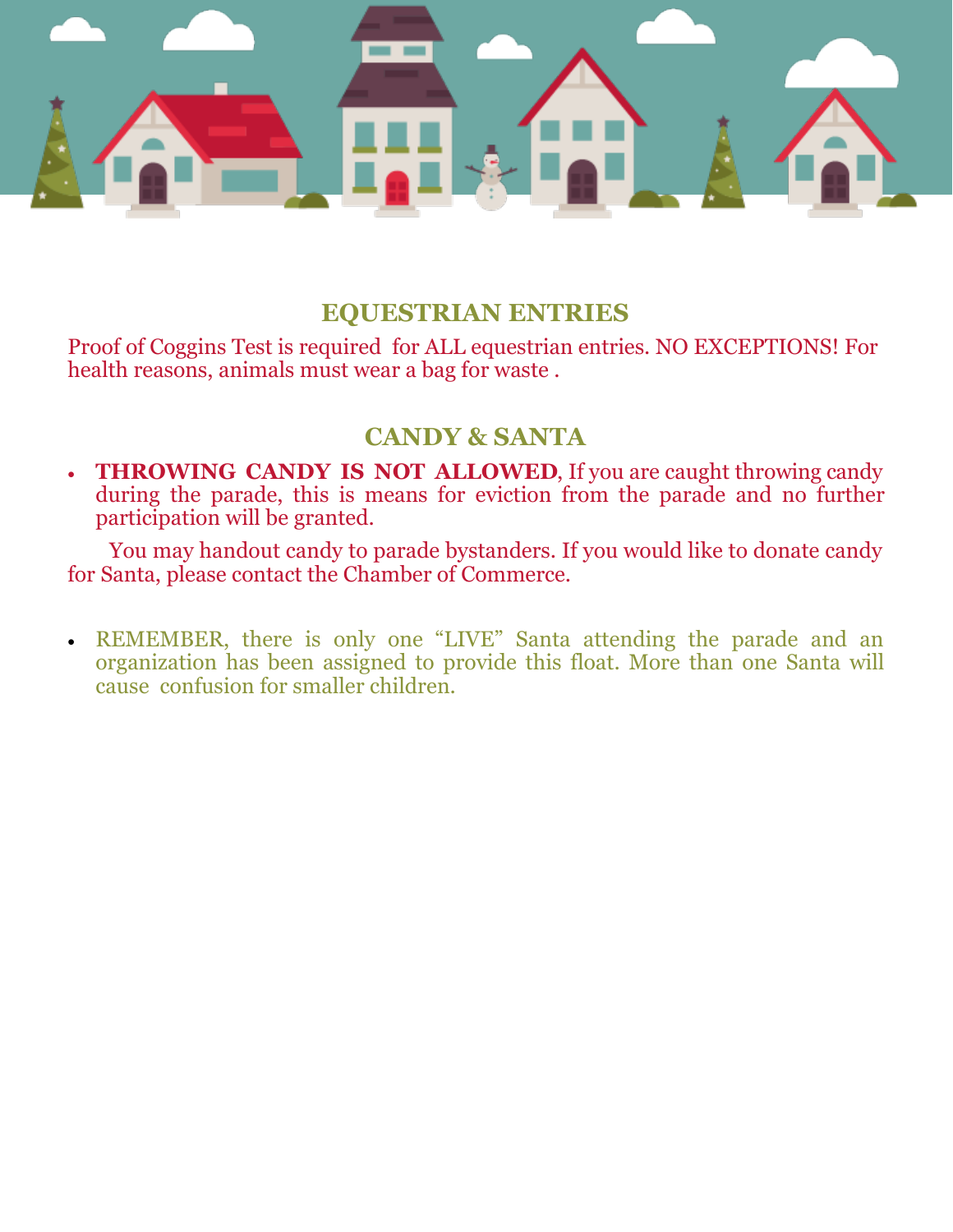## EQUESTRIAN ENTRIES

Proof of Coggins Test is required for ALL equestrian entries. NO EXCEPTIONS! For health reasons, animals must wear a bag for waste .

## CANDY & SANTA

- **THROWING CANDY IS NOT ALLOWED**, If you are caught throwing candy during the parade, this is means for eviction from the parade and no further participation will be granted.

You may handout candy to parade bystanders. If you would like to donate candy for Santa, please contact the Chamber of Commerce.

- REMEMBER, there is only one “LIVE” Santa attending the parade and an organization has been assigned to provide this float. More than one Santa will cause confusion for smaller children.